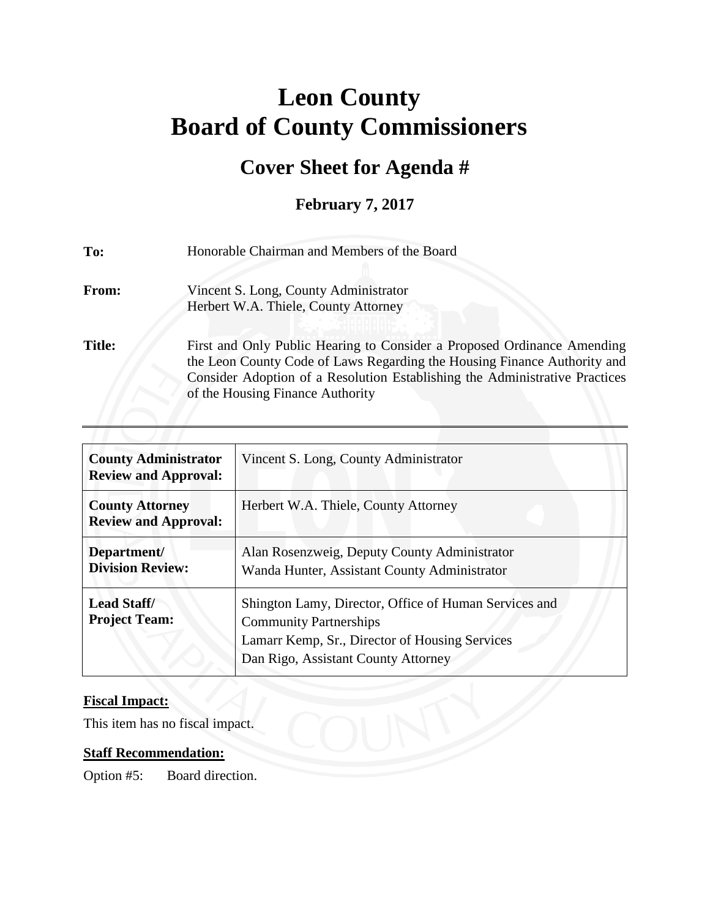# Leon County
# Board of County Commissioners

## Cover Sheet for Agenda #

### February 7, 2017

**To:** Honorable Chairman and Members of the Board

**From:** Vincent S. Long, County Administrator
Herbert W.A. Thiele, County Attorney

**Title:** First and Only Public Hearing to Consider a Proposed Ordinance Amending the Leon County Code of Laws Regarding the Housing Finance Authority and Consider Adoption of a Resolution Establishing the Administrative Practices of the Housing Finance Authority

| | |
|---|---|
| **County Administrator Review and Approval:** | Vincent S. Long, County Administrator |
| **County Attorney Review and Approval:** | Herbert W.A. Thiele, County Attorney |
| **Department/ Division Review:** | Alan Rosenzweig, Deputy County Administrator<br>Wanda Hunter, Assistant County Administrator |
| **Lead Staff/ Project Team:** | Shington Lamy, Director, Office of Human Services and Community Partnerships<br>Lamarr Kemp, Sr., Director of Housing Services<br>Dan Rigo, Assistant County Attorney |

**Fiscal Impact:**

This item has no fiscal impact.

**Staff Recommendation:**

Option #5: Board direction.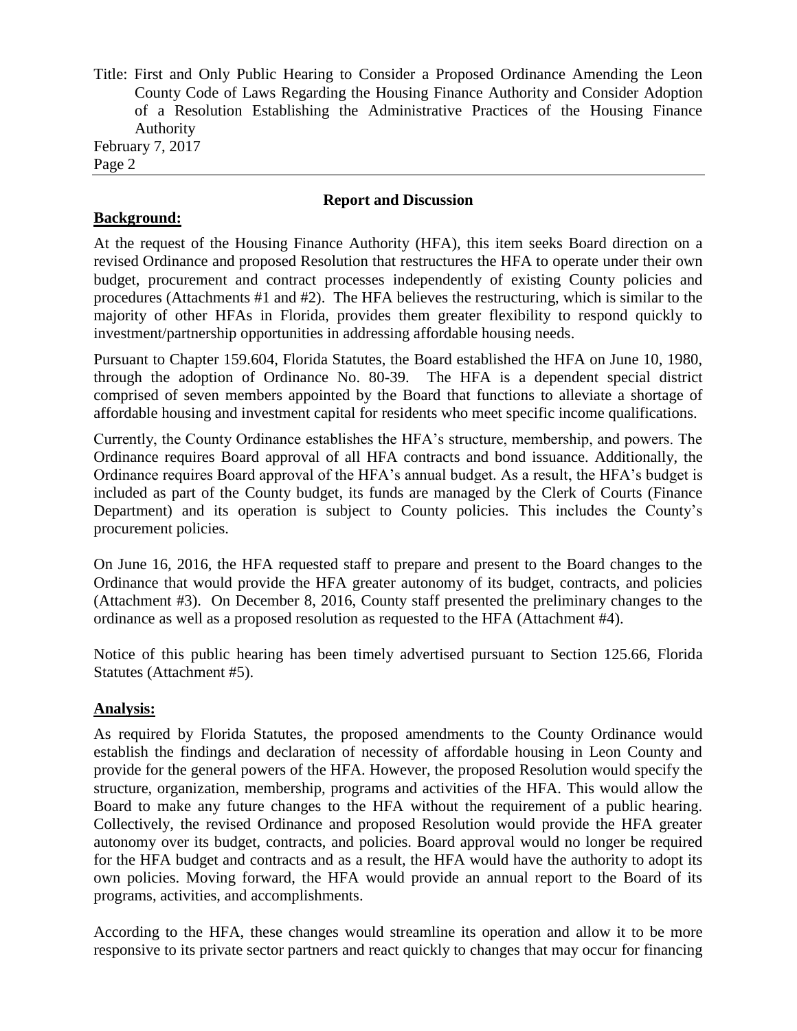## Report and Discussion

**Background:**

At the request of the Housing Finance Authority (HFA), this item seeks Board direction on a revised Ordinance and proposed Resolution that restructures the HFA to operate under their own budget, procurement and contract processes independently of existing County policies and procedures (Attachments #1 and #2). The HFA believes the restructuring, which is similar to the majority of other HFAs in Florida, provides them greater flexibility to respond quickly to investment/partnership opportunities in addressing affordable housing needs.

Pursuant to Chapter 159.604, Florida Statutes, the Board established the HFA on June 10, 1980, through the adoption of Ordinance No. 80-39. The HFA is a dependent special district comprised of seven members appointed by the Board that functions to alleviate a shortage of affordable housing and investment capital for residents who meet specific income qualifications.

Currently, the County Ordinance establishes the HFA's structure, membership, and powers. The Ordinance requires Board approval of all HFA contracts and bond issuance. Additionally, the Ordinance requires Board approval of the HFA's annual budget. As a result, the HFA's budget is included as part of the County budget, its funds are managed by the Clerk of Courts (Finance Department) and its operation is subject to County policies. This includes the County's procurement policies.

On June 16, 2016, the HFA requested staff to prepare and present to the Board changes to the Ordinance that would provide the HFA greater autonomy of its budget, contracts, and policies (Attachment #3). On December 8, 2016, County staff presented the preliminary changes to the ordinance as well as a proposed resolution as requested to the HFA (Attachment #4).

Notice of this public hearing has been timely advertised pursuant to Section 125.66, Florida Statutes (Attachment #5).

**Analysis:**

As required by Florida Statutes, the proposed amendments to the County Ordinance would establish the findings and declaration of necessity of affordable housing in Leon County and provide for the general powers of the HFA. However, the proposed Resolution would specify the structure, organization, membership, programs and activities of the HFA. This would allow the Board to make any future changes to the HFA without the requirement of a public hearing. Collectively, the revised Ordinance and proposed Resolution would provide the HFA greater autonomy over its budget, contracts, and policies. Board approval would no longer be required for the HFA budget and contracts and as a result, the HFA would have the authority to adopt its own policies. Moving forward, the HFA would provide an annual report to the Board of its programs, activities, and accomplishments.

According to the HFA, these changes would streamline its operation and allow it to be more responsive to its private sector partners and react quickly to changes that may occur for financing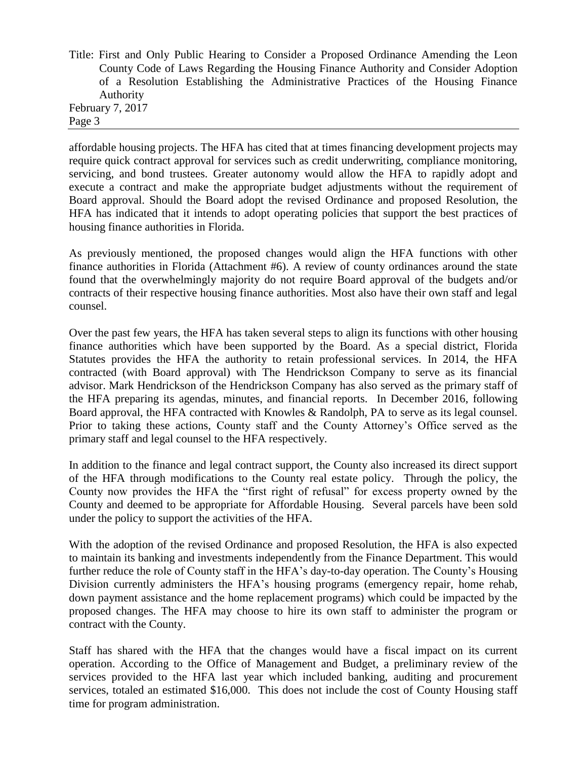affordable housing projects. The HFA has cited that at times financing development projects may require quick contract approval for services such as credit underwriting, compliance monitoring, servicing, and bond trustees. Greater autonomy would allow the HFA to rapidly adopt and execute a contract and make the appropriate budget adjustments without the requirement of Board approval. Should the Board adopt the revised Ordinance and proposed Resolution, the HFA has indicated that it intends to adopt operating policies that support the best practices of housing finance authorities in Florida.

As previously mentioned, the proposed changes would align the HFA functions with other finance authorities in Florida (Attachment #6). A review of county ordinances around the state found that the overwhelmingly majority do not require Board approval of the budgets and/or contracts of their respective housing finance authorities. Most also have their own staff and legal counsel.

Over the past few years, the HFA has taken several steps to align its functions with other housing finance authorities which have been supported by the Board. As a special district, Florida Statutes provides the HFA the authority to retain professional services. In 2014, the HFA contracted (with Board approval) with The Hendrickson Company to serve as its financial advisor. Mark Hendrickson of the Hendrickson Company has also served as the primary staff of the HFA preparing its agendas, minutes, and financial reports. In December 2016, following Board approval, the HFA contracted with Knowles & Randolph, PA to serve as its legal counsel. Prior to taking these actions, County staff and the County Attorney's Office served as the primary staff and legal counsel to the HFA respectively.

In addition to the finance and legal contract support, the County also increased its direct support of the HFA through modifications to the County real estate policy. Through the policy, the County now provides the HFA the "first right of refusal" for excess property owned by the County and deemed to be appropriate for Affordable Housing. Several parcels have been sold under the policy to support the activities of the HFA.

With the adoption of the revised Ordinance and proposed Resolution, the HFA is also expected to maintain its banking and investments independently from the Finance Department. This would further reduce the role of County staff in the HFA's day-to-day operation. The County's Housing Division currently administers the HFA's housing programs (emergency repair, home rehab, down payment assistance and the home replacement programs) which could be impacted by the proposed changes. The HFA may choose to hire its own staff to administer the program or contract with the County.

Staff has shared with the HFA that the changes would have a fiscal impact on its current operation. According to the Office of Management and Budget, a preliminary review of the services provided to the HFA last year which included banking, auditing and procurement services, totaled an estimated $16,000. This does not include the cost of County Housing staff time for program administration.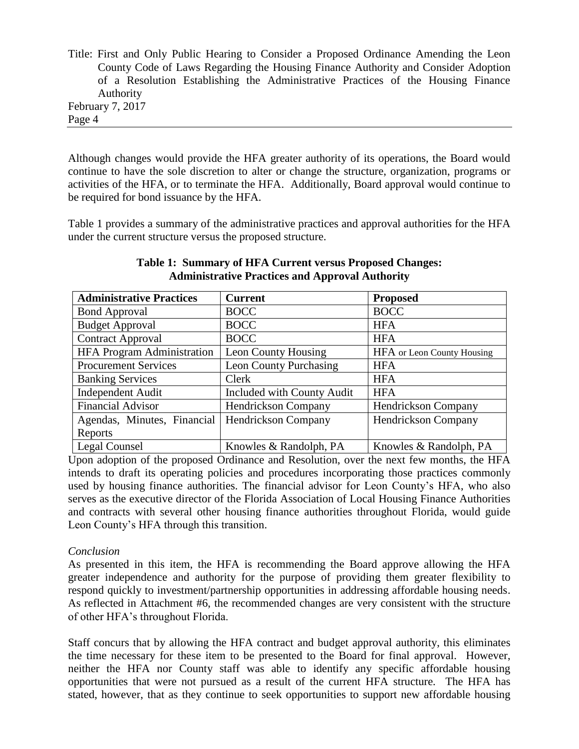Although changes would provide the HFA greater authority of its operations, the Board would continue to have the sole discretion to alter or change the structure, organization, programs or activities of the HFA, or to terminate the HFA. Additionally, Board approval would continue to be required for bond issuance by the HFA.

Table 1 provides a summary of the administrative practices and approval authorities for the HFA under the current structure versus the proposed structure.

**Table 1: Summary of HFA Current versus Proposed Changes: Administrative Practices and Approval Authority**

| Administrative Practices | Current | Proposed |
|---|---|---|
| Bond Approval | BOCC | BOCC |
| Budget Approval | BOCC | HFA |
| Contract Approval | BOCC | HFA |
| HFA Program Administration | Leon County Housing | HFA or Leon County Housing |
| Procurement Services | Leon County Purchasing | HFA |
| Banking Services | Clerk | HFA |
| Independent Audit | Included with County Audit | HFA |
| Financial Advisor | Hendrickson Company | Hendrickson Company |
| Agendas, Minutes, Financial Reports | Hendrickson Company | Hendrickson Company |
| Legal Counsel | Knowles & Randolph, PA | Knowles & Randolph, PA |

Upon adoption of the proposed Ordinance and Resolution, over the next few months, the HFA intends to draft its operating policies and procedures incorporating those practices commonly used by housing finance authorities. The financial advisor for Leon County's HFA, who also serves as the executive director of the Florida Association of Local Housing Finance Authorities and contracts with several other housing finance authorities throughout Florida, would guide Leon County's HFA through this transition.

*Conclusion*

As presented in this item, the HFA is recommending the Board approve allowing the HFA greater independence and authority for the purpose of providing them greater flexibility to respond quickly to investment/partnership opportunities in addressing affordable housing needs. As reflected in Attachment #6, the recommended changes are very consistent with the structure of other HFA's throughout Florida.

Staff concurs that by allowing the HFA contract and budget approval authority, this eliminates the time necessary for these item to be presented to the Board for final approval. However, neither the HFA nor County staff was able to identify any specific affordable housing opportunities that were not pursued as a result of the current HFA structure. The HFA has stated, however, that as they continue to seek opportunities to support new affordable housing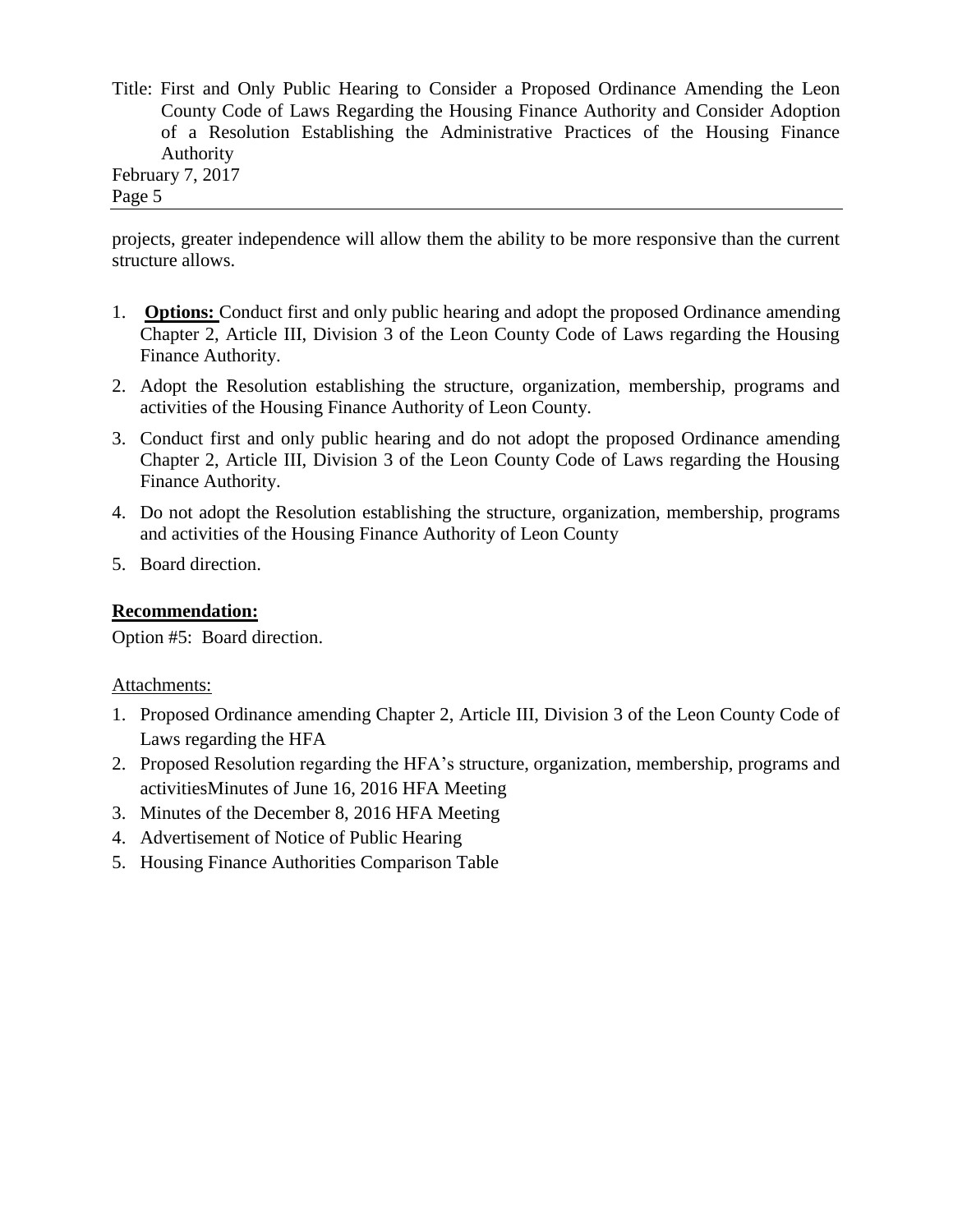projects, greater independence will allow them the ability to be more responsive than the current structure allows.

1. **Options:** Conduct first and only public hearing and adopt the proposed Ordinance amending Chapter 2, Article III, Division 3 of the Leon County Code of Laws regarding the Housing Finance Authority.
2. Adopt the Resolution establishing the structure, organization, membership, programs and activities of the Housing Finance Authority of Leon County.
3. Conduct first and only public hearing and do not adopt the proposed Ordinance amending Chapter 2, Article III, Division 3 of the Leon County Code of Laws regarding the Housing Finance Authority.
4. Do not adopt the Resolution establishing the structure, organization, membership, programs and activities of the Housing Finance Authority of Leon County
5. Board direction.

**Recommendation:**

Option #5: Board direction.

Attachments:

1. Proposed Ordinance amending Chapter 2, Article III, Division 3 of the Leon County Code of Laws regarding the HFA
2. Proposed Resolution regarding the HFA's structure, organization, membership, programs and activitiesMinutes of June 16, 2016 HFA Meeting
3. Minutes of the December 8, 2016 HFA Meeting
4. Advertisement of Notice of Public Hearing
5. Housing Finance Authorities Comparison Table